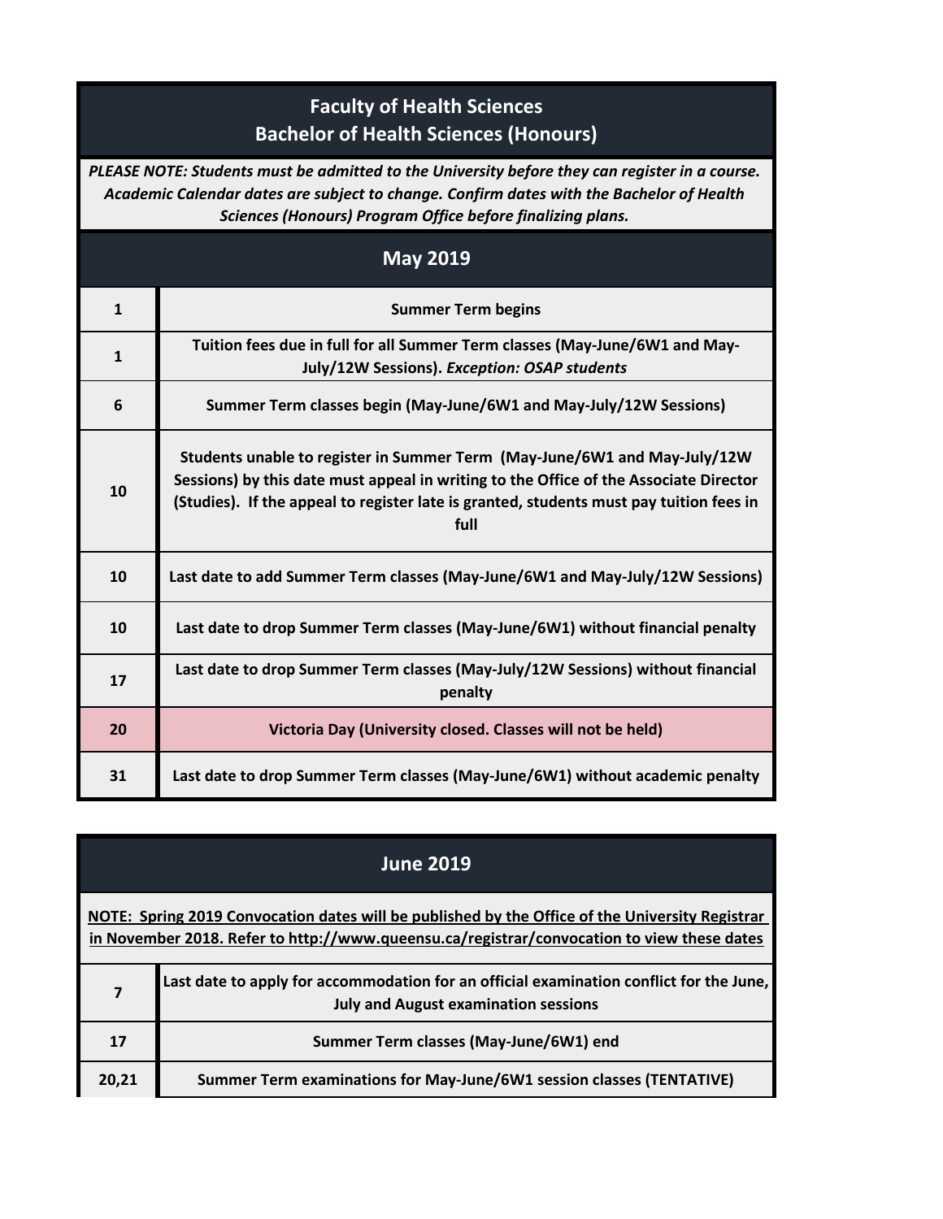# Faculty of Health Sciences
# Bachelor of Health Sciences (Honours)

***PLEASE NOTE: Students must be admitted to the University before they can register in a course. Academic Calendar dates are subject to change. Confirm dates with the Bachelor of Health Sciences (Honours) Program Office before finalizing plans.***

## May 2019

| Date | Event |
|---|---|
| 1 | Summer Term begins |
| 1 | Tuition fees due in full for all Summer Term classes (May-June/6W1 and May-July/12W Sessions). *Exception: OSAP students* |
| 6 | Summer Term classes begin (May-June/6W1 and May-July/12W Sessions) |
| 10 | Students unable to register in Summer Term (May-June/6W1 and May-July/12W Sessions) by this date must appeal in writing to the Office of the Associate Director (Studies). If the appeal to register late is granted, students must pay tuition fees in full |
| 10 | Last date to add Summer Term classes (May-June/6W1 and May-July/12W Sessions) |
| 10 | Last date to drop Summer Term classes (May-June/6W1) without financial penalty |
| 17 | Last date to drop Summer Term classes (May-July/12W Sessions) without financial penalty |
| 20 | Victoria Day (University closed. Classes will not be held) |
| 31 | Last date to drop Summer Term classes (May-June/6W1) without academic penalty |

## June 2019

**NOTE: Spring 2019 Convocation dates will be published by the Office of the University Registrar in November 2018. Refer to http://www.queensu.ca/registrar/convocation to view these dates**

| Date | Event |
|---|---|
| 7 | Last date to apply for accommodation for an official examination conflict for the June, July and August examination sessions |
| 17 | Summer Term classes (May-June/6W1) end |
| 20,21 | Summer Term examinations for May-June/6W1 session classes (TENTATIVE) |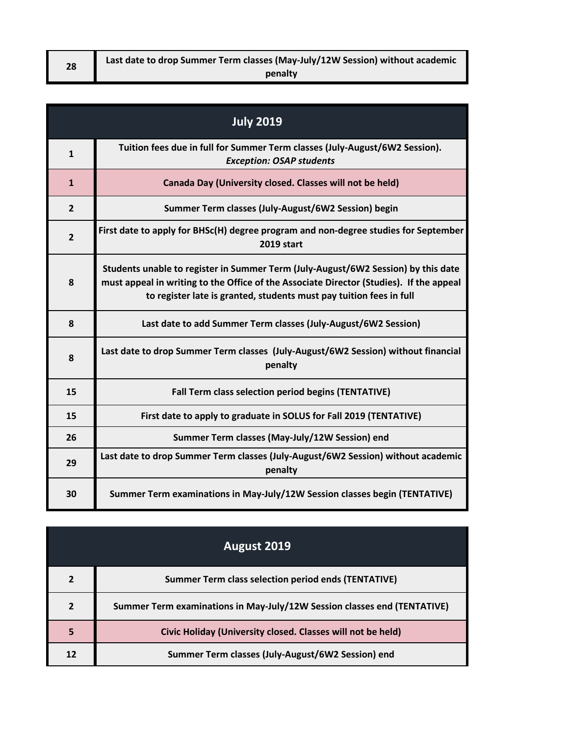| | |
|---|---|
| 28 | **Last date to drop Summer Term classes (May-July/12W Session) without academic penalty** |

## July 2019

| | |
|---|---|
| 1 | **Tuition fees due in full for Summer Term classes (July-August/6W2 Session).** ***Exception: OSAP students*** |
| 1 | **Canada Day (University closed. Classes will not be held)** |
| 2 | **Summer Term classes (July-August/6W2 Session) begin** |
| 2 | **First date to apply for BHSc(H) degree program and non-degree studies for September 2019 start** |
| 8 | **Students unable to register in Summer Term (July-August/6W2 Session) by this date must appeal in writing to the Office of the Associate Director (Studies). If the appeal to register late is granted, students must pay tuition fees in full** |
| 8 | **Last date to add Summer Term classes (July-August/6W2 Session)** |
| 8 | **Last date to drop Summer Term classes (July-August/6W2 Session) without financial penalty** |
| 15 | **Fall Term class selection period begins (TENTATIVE)** |
| 15 | **First date to apply to graduate in SOLUS for Fall 2019 (TENTATIVE)** |
| 26 | **Summer Term classes (May-July/12W Session) end** |
| 29 | **Last date to drop Summer Term classes (July-August/6W2 Session) without academic penalty** |
| 30 | **Summer Term examinations in May-July/12W Session classes begin (TENTATIVE)** |

## August 2019

| | |
|---|---|
| 2 | **Summer Term class selection period ends (TENTATIVE)** |
| 2 | **Summer Term examinations in May-July/12W Session classes end (TENTATIVE)** |
| 5 | **Civic Holiday (University closed. Classes will not be held)** |
| 12 | **Summer Term classes (July-August/6W2 Session) end** |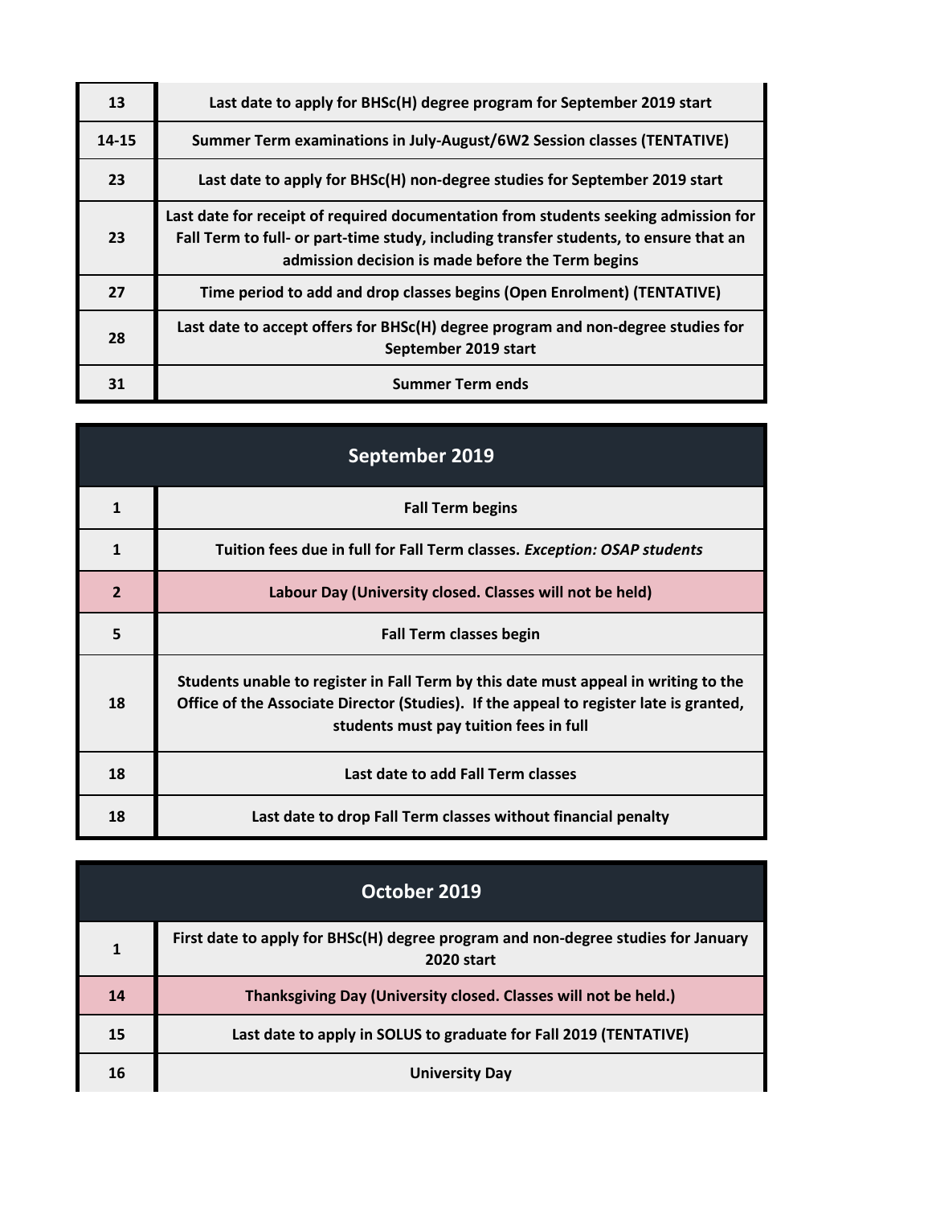| | |
|---|---|
| 13 | Last date to apply for BHSc(H) degree program for September 2019 start |
| 14-15 | Summer Term examinations in July-August/6W2 Session classes (TENTATIVE) |
| 23 | Last date to apply for BHSc(H) non-degree studies for September 2019 start |
| 23 | Last date for receipt of required documentation from students seeking admission for Fall Term to full- or part-time study, including transfer students, to ensure that an admission decision is made before the Term begins |
| 27 | Time period to add and drop classes begins (Open Enrolment) (TENTATIVE) |
| 28 | Last date to accept offers for BHSc(H) degree program and non-degree studies for September 2019 start |
| 31 | Summer Term ends |

## September 2019

| | |
|---|---|
| 1 | Fall Term begins |
| 1 | Tuition fees due in full for Fall Term classes. *Exception: OSAP students* |
| 2 | Labour Day (University closed. Classes will not be held) |
| 5 | Fall Term classes begin |
| 18 | Students unable to register in Fall Term by this date must appeal in writing to the Office of the Associate Director (Studies). If the appeal to register late is granted, students must pay tuition fees in full |
| 18 | Last date to add Fall Term classes |
| 18 | Last date to drop Fall Term classes without financial penalty |

## October 2019

| | |
|---|---|
| 1 | First date to apply for BHSc(H) degree program and non-degree studies for January 2020 start |
| 14 | Thanksgiving Day (University closed. Classes will not be held.) |
| 15 | Last date to apply in SOLUS to graduate for Fall 2019 (TENTATIVE) |
| 16 | University Day |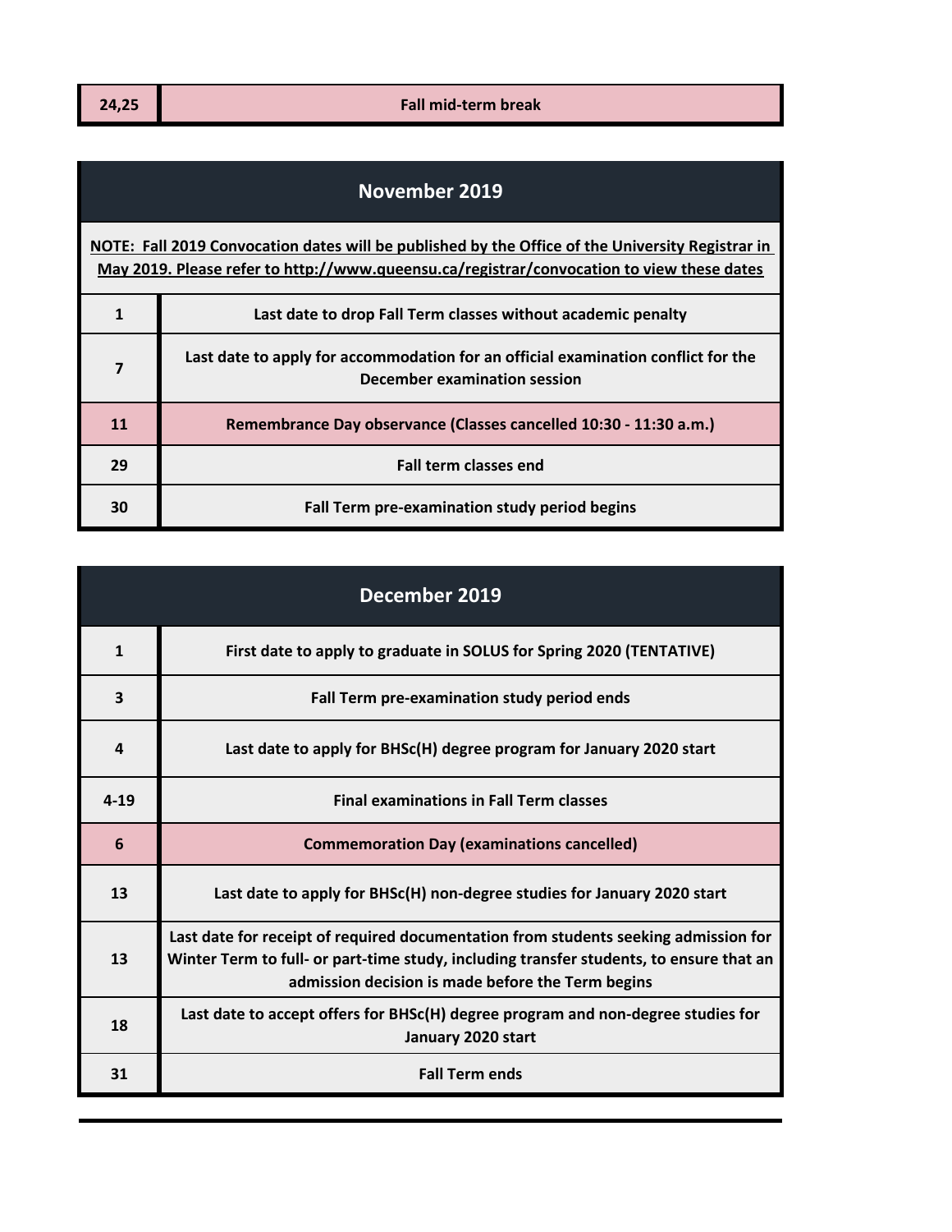| 24,25 | Fall mid-term break |
|---|---|

## November 2019

**NOTE: Fall 2019 Convocation dates will be published by the Office of the University Registrar in May 2019. Please refer to http://www.queensu.ca/registrar/convocation to view these dates**

| Date | Event |
|---|---|
| 1 | Last date to drop Fall Term classes without academic penalty |
| 7 | Last date to apply for accommodation for an official examination conflict for the December examination session |
| 11 | Remembrance Day observance (Classes cancelled 10:30 - 11:30 a.m.) |
| 29 | Fall term classes end |
| 30 | Fall Term pre-examination study period begins |

## December 2019

| Date | Event |
|---|---|
| 1 | First date to apply to graduate in SOLUS for Spring 2020 (TENTATIVE) |
| 3 | Fall Term pre-examination study period ends |
| 4 | Last date to apply for BHSc(H) degree program for January 2020 start |
| 4-19 | Final examinations in Fall Term classes |
| 6 | Commemoration Day (examinations cancelled) |
| 13 | Last date to apply for BHSc(H) non-degree studies for January 2020 start |
| 13 | Last date for receipt of required documentation from students seeking admission for Winter Term to full- or part-time study, including transfer students, to ensure that an admission decision is made before the Term begins |
| 18 | Last date to accept offers for BHSc(H) degree program and non-degree studies for January 2020 start |
| 31 | Fall Term ends |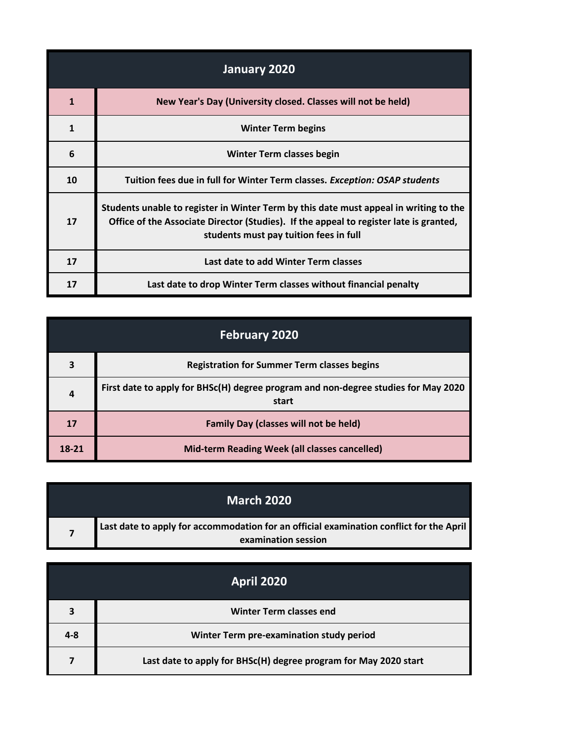| January 2020 | |
|---|---|
| **1** | **New Year's Day (University closed. Classes will not be held)** |
| **1** | **Winter Term begins** |
| **6** | **Winter Term classes begin** |
| **10** | **Tuition fees due in full for Winter Term classes. *Exception: OSAP students*** |
| **17** | **Students unable to register in Winter Term by this date must appeal in writing to the Office of the Associate Director (Studies). If the appeal to register late is granted, students must pay tuition fees in full** |
| **17** | **Last date to add Winter Term classes** |
| **17** | **Last date to drop Winter Term classes without financial penalty** |

| February 2020 | |
|---|---|
| **3** | **Registration for Summer Term classes begins** |
| **4** | **First date to apply for BHSc(H) degree program and non-degree studies for May 2020 start** |
| **17** | **Family Day (classes will not be held)** |
| **18-21** | **Mid-term Reading Week (all classes cancelled)** |

| March 2020 | |
|---|---|
| **7** | **Last date to apply for accommodation for an official examination conflict for the April examination session** |

| April 2020 | |
|---|---|
| **3** | **Winter Term classes end** |
| **4-8** | **Winter Term pre-examination study period** |
| **7** | **Last date to apply for BHSc(H) degree program for May 2020 start** |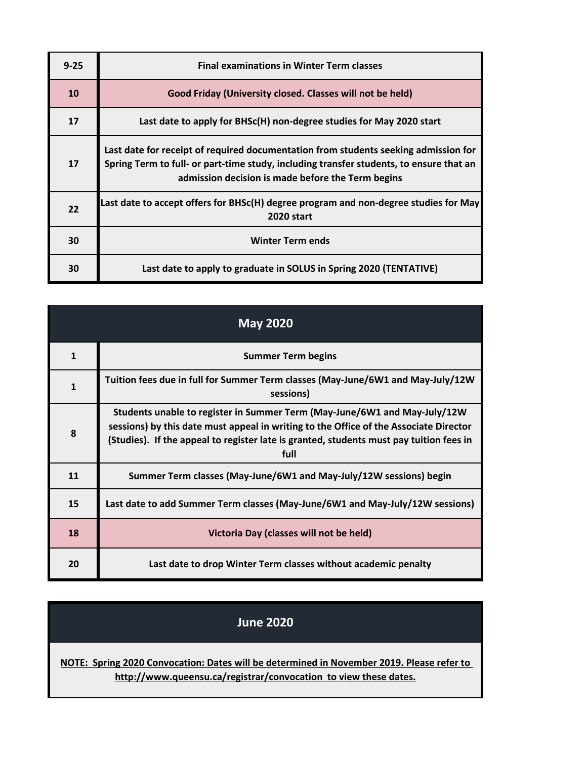| | |
|---|---|
| 9-25 | Final examinations in Winter Term classes |
| 10 | Good Friday (University closed. Classes will not be held) |
| 17 | Last date to apply for BHSc(H) non-degree studies for May 2020 start |
| 17 | Last date for receipt of required documentation from students seeking admission for Spring Term to full- or part-time study, including transfer students, to ensure that an admission decision is made before the Term begins |
| 22 | Last date to accept offers for BHSc(H) degree program and non-degree studies for May 2020 start |
| 30 | Winter Term ends |
| 30 | Last date to apply to graduate in SOLUS in Spring 2020 (TENTATIVE) |

## May 2020

| | |
|---|---|
| 1 | Summer Term begins |
| 1 | Tuition fees due in full for Summer Term classes (May-June/6W1 and May-July/12W sessions) |
| 8 | Students unable to register in Summer Term (May-June/6W1 and May-July/12W sessions) by this date must appeal in writing to the Office of the Associate Director (Studies). If the appeal to register late is granted, students must pay tuition fees in full |
| 11 | Summer Term classes (May-June/6W1 and May-July/12W sessions) begin |
| 15 | Last date to add Summer Term classes (May-June/6W1 and May-July/12W sessions) |
| 18 | Victoria Day (classes will not be held) |
| 20 | Last date to drop Winter Term classes without academic penalty |

## June 2020

**NOTE: Spring 2020 Convocation: Dates will be determined in November 2019. Please refer to http://www.queensu.ca/registrar/convocation to view these dates.**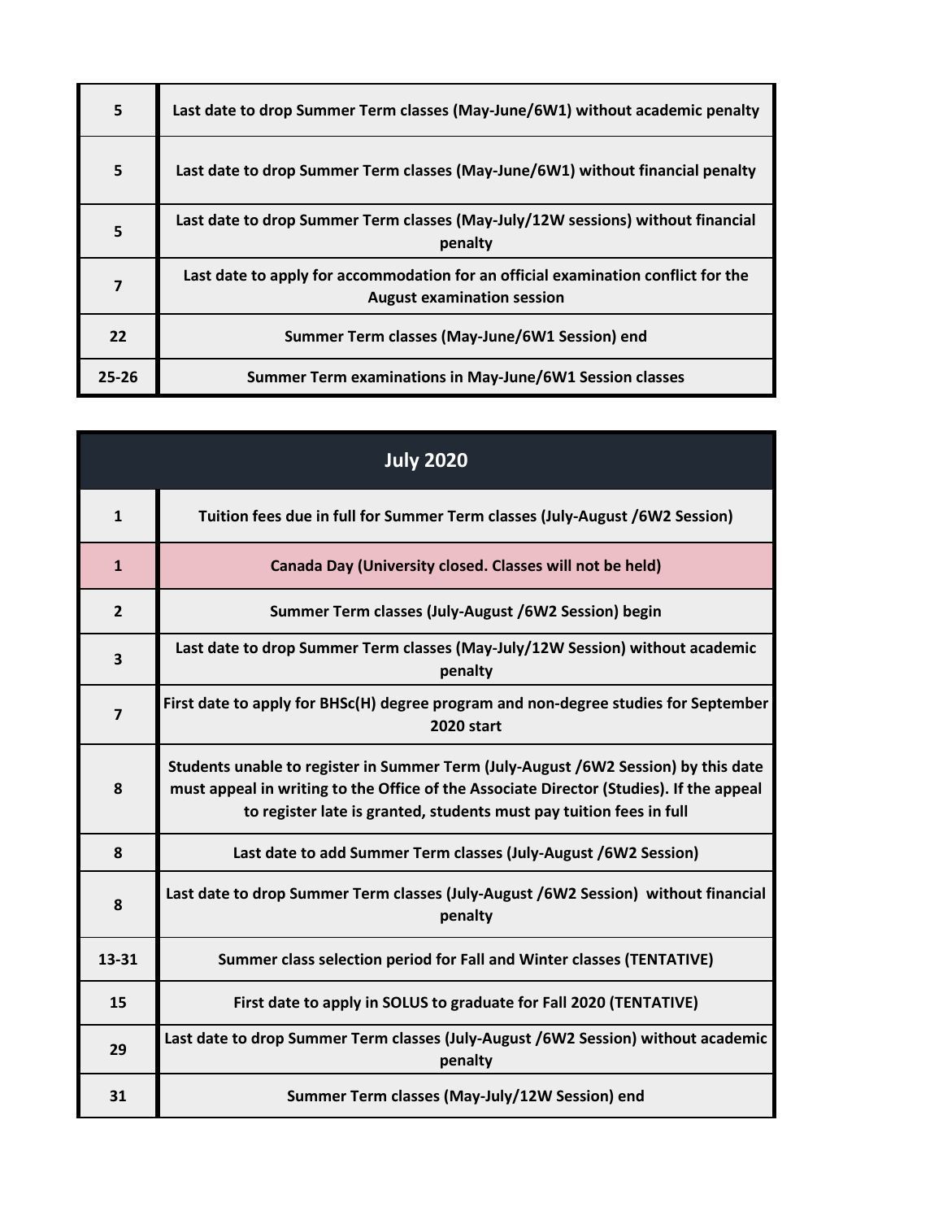| | |
|---|---|
| 5 | Last date to drop Summer Term classes (May-June/6W1) without academic penalty |
| 5 | Last date to drop Summer Term classes (May-June/6W1) without financial penalty |
| 5 | Last date to drop Summer Term classes (May-July/12W sessions) without financial penalty |
| 7 | Last date to apply for accommodation for an official examination conflict for the August examination session |
| 22 | Summer Term classes (May-June/6W1 Session) end |
| 25-26 | Summer Term examinations in May-June/6W1 Session classes |

| July 2020 | |
|---|---|
| 1 | Tuition fees due in full for Summer Term classes (July-August /6W2 Session) |
| 1 | Canada Day (University closed. Classes will not be held) |
| 2 | Summer Term classes (July-August /6W2 Session) begin |
| 3 | Last date to drop Summer Term classes (May-July/12W Session) without academic penalty |
| 7 | First date to apply for BHSc(H) degree program and non-degree studies for September 2020 start |
| 8 | Students unable to register in Summer Term (July-August /6W2 Session) by this date must appeal in writing to the Office of the Associate Director (Studies). If the appeal to register late is granted, students must pay tuition fees in full |
| 8 | Last date to add Summer Term classes (July-August /6W2 Session) |
| 8 | Last date to drop Summer Term classes (July-August /6W2 Session) without financial penalty |
| 13-31 | Summer class selection period for Fall and Winter classes (TENTATIVE) |
| 15 | First date to apply in SOLUS to graduate for Fall 2020 (TENTATIVE) |
| 29 | Last date to drop Summer Term classes (July-August /6W2 Session) without academic penalty |
| 31 | Summer Term classes (May-July/12W Session) end |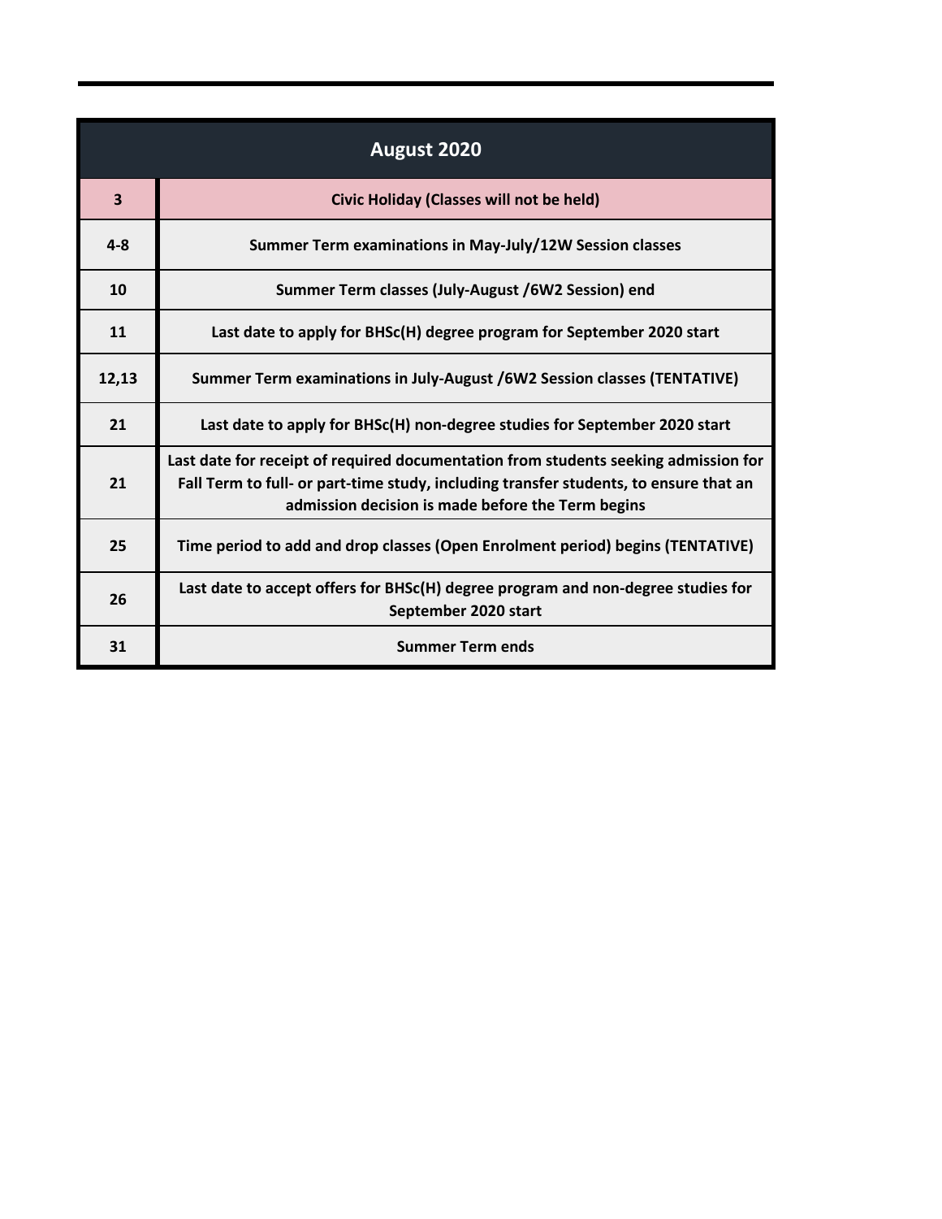| August 2020 | |
| --- | --- |
| 3 | Civic Holiday (Classes will not be held) |
| 4-8 | Summer Term examinations in May-July/12W Session classes |
| 10 | Summer Term classes (July-August /6W2 Session) end |
| 11 | Last date to apply for BHSc(H) degree program for September 2020 start |
| 12,13 | Summer Term examinations in July-August /6W2 Session classes (TENTATIVE) |
| 21 | Last date to apply for BHSc(H) non-degree studies for September 2020 start |
| 21 | Last date for receipt of required documentation from students seeking admission for Fall Term to full- or part-time study, including transfer students, to ensure that an admission decision is made before the Term begins |
| 25 | Time period to add and drop classes (Open Enrolment period) begins (TENTATIVE) |
| 26 | Last date to accept offers for BHSc(H) degree program and non-degree studies for September 2020 start |
| 31 | Summer Term ends |